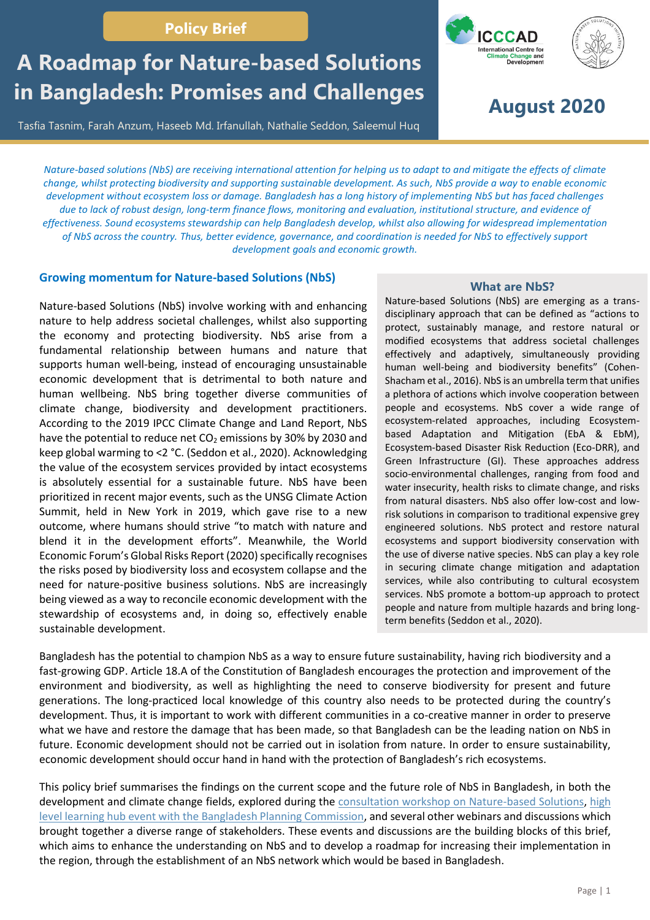Policy Brief

# A Roadmap for Nature-based Solutions in Bangladesh: Promises and Challenges

Tasfia Tasnim, Farah Anzum, Haseeb Md. Irfanullah, Nathalie Seddon, Saleemul Huq

ICCCAD International Centre for Climate Change and Development

**August 2020**

*Nature-based solutions (NbS) are receiving international attention for helping us to adapt to and mitigate the effects of climate change, whilst protecting biodiversity and supporting sustainable development. As such, NbS provide a way to enable economic development without ecosystem loss or damage. Bangladesh has a long history of implementing NbS but has faced challenges due to lack of robust design, long-term finance flows, monitoring and evaluation, institutional structure, and evidence of effectiveness. Sound ecosystems stewardship can help Bangladesh develop, whilst also allowing for widespread implementation of NbS across the country. Thus, better evidence, governance, and coordination is needed for NbS to effectively support development goals and economic growth.*

## Growing momentum for Nature-based Solutions (NbS)

Nature-based Solutions (NbS) involve working with and enhancing nature to help address societal challenges, whilst also supporting the economy and protecting biodiversity. NbS arise from a fundamental relationship between humans and nature that supports human well-being, instead of encouraging unsustainable economic development that is detrimental to both nature and human wellbeing. NbS bring together diverse communities of climate change, biodiversity and development practitioners. According to the 2019 IPCC Climate Change and Land Report, NbS have the potential to reduce net $CO_2$ emissions by 30% by 2030 and keep global warming to <2 °C. (Seddon et al., 2020). Acknowledging the value of the ecosystem services provided by intact ecosystems is absolutely essential for a sustainable future. NbS have been prioritized in recent major events, such as the UNSG Climate Action Summit, held in New York in 2019, which gave rise to a new outcome, where humans should strive "to match with nature and blend it in the development efforts". Meanwhile, the World Economic Forum's Global Risks Report (2020) specifically recognises the risks posed by biodiversity loss and ecosystem collapse and the need for nature-positive business solutions. NbS are increasingly being viewed as a way to reconcile economic development with the stewardship of ecosystems and, in doing so, effectively enable sustainable development.

### What are NbS?

Nature-based Solutions (NbS) are emerging as a trans-disciplinary approach that can be defined as "actions to protect, sustainably manage, and restore natural or modified ecosystems that address societal challenges effectively and adaptively, simultaneously providing human well-being and biodiversity benefits" (Cohen-Shacham et al., 2016). NbS is an umbrella term that unifies a plethora of actions which involve cooperation between people and ecosystems. NbS cover a wide range of ecosystem-related approaches, including Ecosystem-based Adaptation and Mitigation (EbA & EbM), Ecosystem-based Disaster Risk Reduction (Eco-DRR), and Green Infrastructure (GI). These approaches address socio-environmental challenges, ranging from food and water insecurity, health risks to climate change, and risks from natural disasters. NbS also offer low-cost and low-risk solutions in comparison to traditional expensive grey engineered solutions. NbS protect and restore natural ecosystems and support biodiversity conservation with the use of diverse native species. NbS can play a key role in securing climate change mitigation and adaptation services, while also contributing to cultural ecosystem services. NbS promote a bottom-up approach to protect people and nature from multiple hazards and bring long-term benefits (Seddon et al., 2020).

Bangladesh has the potential to champion NbS as a way to ensure future sustainability, having rich biodiversity and a fast-growing GDP. Article 18.A of the Constitution of Bangladesh encourages the protection and improvement of the environment and biodiversity, as well as highlighting the need to conserve biodiversity for present and future generations. The long-practiced local knowledge of this country also needs to be protected during the country's development. Thus, it is important to work with different communities in a co-creative manner in order to preserve what we have and restore the damage that has been made, so that Bangladesh can be the leading nation on NbS in future. Economic development should not be carried out in isolation from nature. In order to ensure sustainability, economic development should occur hand in hand with the protection of Bangladesh's rich ecosystems.

This policy brief summarises the findings on the current scope and the future role of NbS in Bangladesh, in both the development and climate change fields, explored during the consultation workshop on Nature-based Solutions, high level learning hub event with the Bangladesh Planning Commission, and several other webinars and discussions which brought together a diverse range of stakeholders. These events and discussions are the building blocks of this brief, which aims to enhance the understanding on NbS and to develop a roadmap for increasing their implementation in the region, through the establishment of an NbS network which would be based in Bangladesh.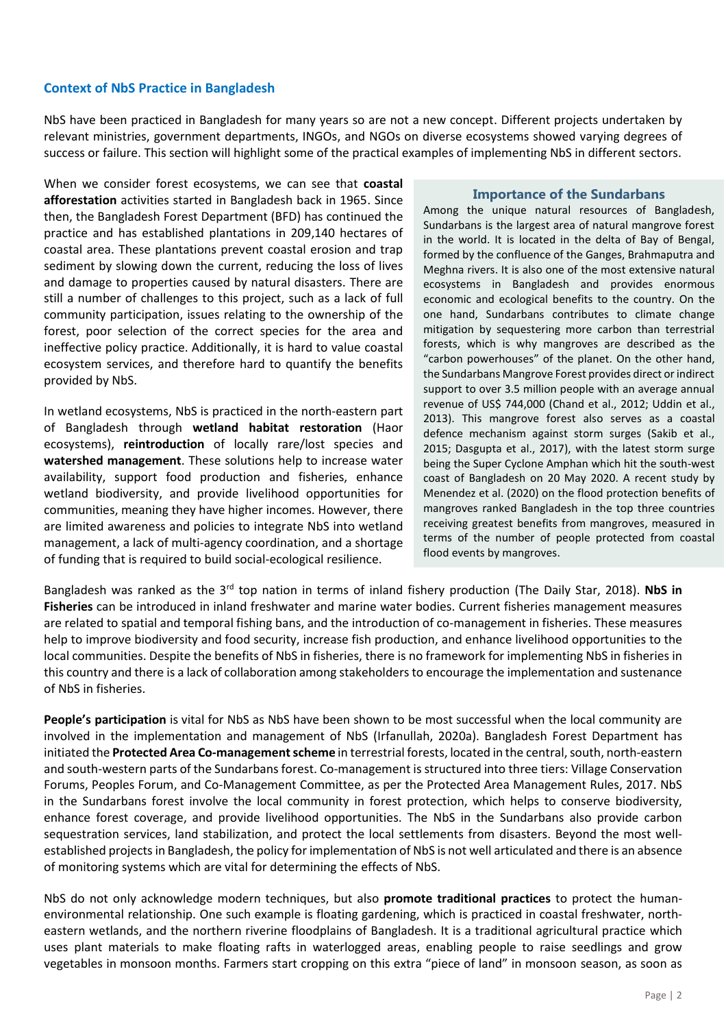## Context of NbS Practice in Bangladesh

NbS have been practiced in Bangladesh for many years so are not a new concept. Different projects undertaken by relevant ministries, government departments, INGOs, and NGOs on diverse ecosystems showed varying degrees of success or failure. This section will highlight some of the practical examples of implementing NbS in different sectors.

When we consider forest ecosystems, we can see that **coastal afforestation** activities started in Bangladesh back in 1965. Since then, the Bangladesh Forest Department (BFD) has continued the practice and has established plantations in 209,140 hectares of coastal area. These plantations prevent coastal erosion and trap sediment by slowing down the current, reducing the loss of lives and damage to properties caused by natural disasters. There are still a number of challenges to this project, such as a lack of full community participation, issues relating to the ownership of the forest, poor selection of the correct species for the area and ineffective policy practice. Additionally, it is hard to value coastal ecosystem services, and therefore hard to quantify the benefits provided by NbS.

In wetland ecosystems, NbS is practiced in the north-eastern part of Bangladesh through **wetland habitat restoration** (Haor ecosystems), **reintroduction** of locally rare/lost species and **watershed management**. These solutions help to increase water availability, support food production and fisheries, enhance wetland biodiversity, and provide livelihood opportunities for communities, meaning they have higher incomes. However, there are limited awareness and policies to integrate NbS into wetland management, a lack of multi-agency coordination, and a shortage of funding that is required to build social-ecological resilience.

### Importance of the Sundarbans

Among the unique natural resources of Bangladesh, Sundarbans is the largest area of natural mangrove forest in the world. It is located in the delta of Bay of Bengal, formed by the confluence of the Ganges, Brahmaputra and Meghna rivers. It is also one of the most extensive natural ecosystems in Bangladesh and provides enormous economic and ecological benefits to the country. On the one hand, Sundarbans contributes to climate change mitigation by sequestering more carbon than terrestrial forests, which is why mangroves are described as the "carbon powerhouses" of the planet. On the other hand, the Sundarbans Mangrove Forest provides direct or indirect support to over 3.5 million people with an average annual revenue of US$ 744,000 (Chand et al., 2012; Uddin et al., 2013). This mangrove forest also serves as a coastal defence mechanism against storm surges (Sakib et al., 2015; Dasgupta et al., 2017), with the latest storm surge being the Super Cyclone Amphan which hit the south-west coast of Bangladesh on 20 May 2020. A recent study by Menendez et al. (2020) on the flood protection benefits of mangroves ranked Bangladesh in the top three countries receiving greatest benefits from mangroves, measured in terms of the number of people protected from coastal flood events by mangroves.

Bangladesh was ranked as the 3rd top nation in terms of inland fishery production (The Daily Star, 2018). **NbS in Fisheries** can be introduced in inland freshwater and marine water bodies. Current fisheries management measures are related to spatial and temporal fishing bans, and the introduction of co-management in fisheries. These measures help to improve biodiversity and food security, increase fish production, and enhance livelihood opportunities to the local communities. Despite the benefits of NbS in fisheries, there is no framework for implementing NbS in fisheries in this country and there is a lack of collaboration among stakeholders to encourage the implementation and sustenance of NbS in fisheries.

**People's participation** is vital for NbS as NbS have been shown to be most successful when the local community are involved in the implementation and management of NbS (Irfanullah, 2020a). Bangladesh Forest Department has initiated the **Protected Area Co-management scheme** in terrestrial forests, located in the central, south, north-eastern and south-western parts of the Sundarbans forest. Co-management is structured into three tiers: Village Conservation Forums, Peoples Forum, and Co-Management Committee, as per the Protected Area Management Rules, 2017. NbS in the Sundarbans forest involve the local community in forest protection, which helps to conserve biodiversity, enhance forest coverage, and provide livelihood opportunities. The NbS in the Sundarbans also provide carbon sequestration services, land stabilization, and protect the local settlements from disasters. Beyond the most well-established projects in Bangladesh, the policy for implementation of NbS is not well articulated and there is an absence of monitoring systems which are vital for determining the effects of NbS.

NbS do not only acknowledge modern techniques, but also **promote traditional practices** to protect the human-environmental relationship. One such example is floating gardening, which is practiced in coastal freshwater, north-eastern wetlands, and the northern riverine floodplains of Bangladesh. It is a traditional agricultural practice which uses plant materials to make floating rafts in waterlogged areas, enabling people to raise seedlings and grow vegetables in monsoon months. Farmers start cropping on this extra "piece of land" in monsoon season, as soon as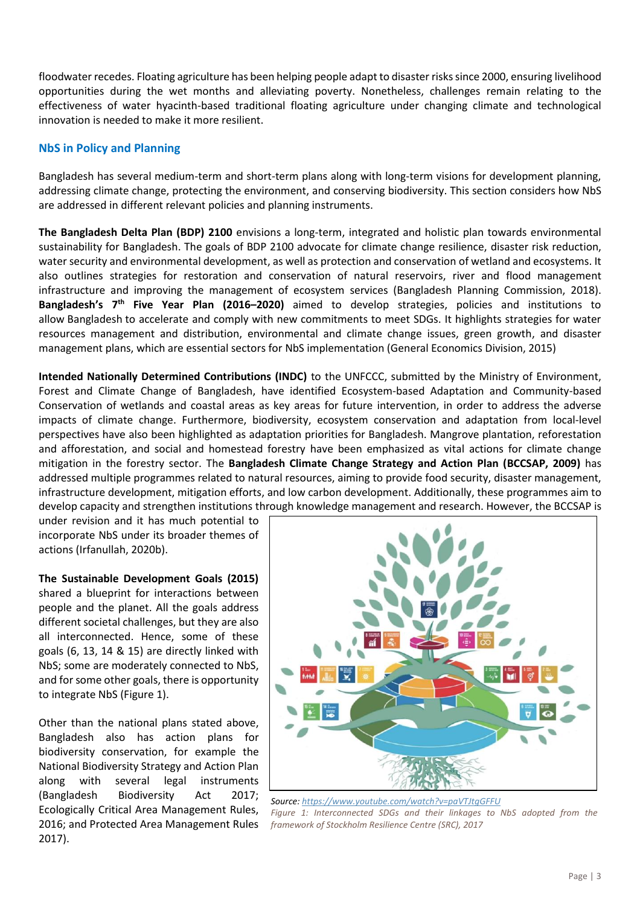floodwater recedes. Floating agriculture has been helping people adapt to disaster risks since 2000, ensuring livelihood opportunities during the wet months and alleviating poverty. Nonetheless, challenges remain relating to the effectiveness of water hyacinth-based traditional floating agriculture under changing climate and technological innovation is needed to make it more resilient.

## NbS in Policy and Planning

Bangladesh has several medium-term and short-term plans along with long-term visions for development planning, addressing climate change, protecting the environment, and conserving biodiversity. This section considers how NbS are addressed in different relevant policies and planning instruments.

**The Bangladesh Delta Plan (BDP) 2100** envisions a long-term, integrated and holistic plan towards environmental sustainability for Bangladesh. The goals of BDP 2100 advocate for climate change resilience, disaster risk reduction, water security and environmental development, as well as protection and conservation of wetland and ecosystems. It also outlines strategies for restoration and conservation of natural reservoirs, river and flood management infrastructure and improving the management of ecosystem services (Bangladesh Planning Commission, 2018). **Bangladesh's 7th Five Year Plan (2016–2020)** aimed to develop strategies, policies and institutions to allow Bangladesh to accelerate and comply with new commitments to meet SDGs. It highlights strategies for water resources management and distribution, environmental and climate change issues, green growth, and disaster management plans, which are essential sectors for NbS implementation (General Economics Division, 2015)

**Intended Nationally Determined Contributions (INDC)** to the UNFCCC, submitted by the Ministry of Environment, Forest and Climate Change of Bangladesh, have identified Ecosystem-based Adaptation and Community-based Conservation of wetlands and coastal areas as key areas for future intervention, in order to address the adverse impacts of climate change. Furthermore, biodiversity, ecosystem conservation and adaptation from local-level perspectives have also been highlighted as adaptation priorities for Bangladesh. Mangrove plantation, reforestation and afforestation, and social and homestead forestry have been emphasized as vital actions for climate change mitigation in the forestry sector. The **Bangladesh Climate Change Strategy and Action Plan (BCCSAP, 2009)** has addressed multiple programmes related to natural resources, aiming to provide food security, disaster management, infrastructure development, mitigation efforts, and low carbon development. Additionally, these programmes aim to develop capacity and strengthen institutions through knowledge management and research. However, the BCCSAP is under revision and it has much potential to incorporate NbS under its broader themes of actions (Irfanullah, 2020b).

**The Sustainable Development Goals (2015)** shared a blueprint for interactions between people and the planet. All the goals address different societal challenges, but they are also all interconnected. Hence, some of these goals (6, 13, 14 & 15) are directly linked with NbS; some are moderately connected to NbS, and for some other goals, there is opportunity to integrate NbS (Figure 1).

Other than the national plans stated above, Bangladesh also has action plans for biodiversity conservation, for example the National Biodiversity Strategy and Action Plan along with several legal instruments (Bangladesh Biodiversity Act 2017; Ecologically Critical Area Management Rules, 2016; and Protected Area Management Rules 2017).

Source: https://www.youtube.com/watch?v=paVTJtgGFFU

*Figure 1: Interconnected SDGs and their linkages to NbS adopted from the framework of Stockholm Resilience Centre (SRC), 2017*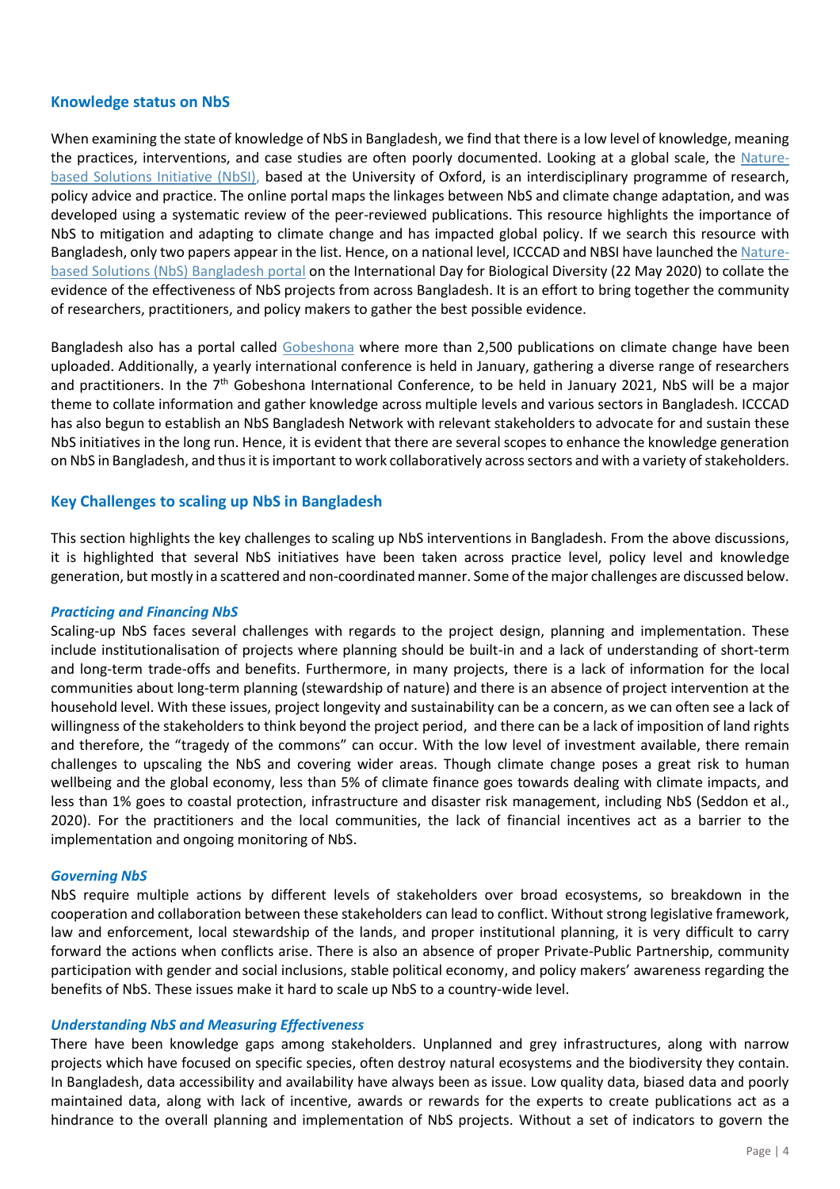## Knowledge status on NbS

When examining the state of knowledge of NbS in Bangladesh, we find that there is a low level of knowledge, meaning the practices, interventions, and case studies are often poorly documented. Looking at a global scale, the Nature-based Solutions Initiative (NbSI), based at the University of Oxford, is an interdisciplinary programme of research, policy advice and practice. The online portal maps the linkages between NbS and climate change adaptation, and was developed using a systematic review of the peer-reviewed publications. This resource highlights the importance of NbS to mitigation and adapting to climate change and has impacted global policy. If we search this resource with Bangladesh, only two papers appear in the list. Hence, on a national level, ICCCAD and NBSI have launched the Nature-based Solutions (NbS) Bangladesh portal on the International Day for Biological Diversity (22 May 2020) to collate the evidence of the effectiveness of NbS projects from across Bangladesh. It is an effort to bring together the community of researchers, practitioners, and policy makers to gather the best possible evidence.

Bangladesh also has a portal called Gobeshona where more than 2,500 publications on climate change have been uploaded. Additionally, a yearly international conference is held in January, gathering a diverse range of researchers and practitioners. In the 7th Gobeshona International Conference, to be held in January 2021, NbS will be a major theme to collate information and gather knowledge across multiple levels and various sectors in Bangladesh. ICCCAD has also begun to establish an NbS Bangladesh Network with relevant stakeholders to advocate for and sustain these NbS initiatives in the long run. Hence, it is evident that there are several scopes to enhance the knowledge generation on NbS in Bangladesh, and thus it is important to work collaboratively across sectors and with a variety of stakeholders.

## Key Challenges to scaling up NbS in Bangladesh

This section highlights the key challenges to scaling up NbS interventions in Bangladesh. From the above discussions, it is highlighted that several NbS initiatives have been taken across practice level, policy level and knowledge generation, but mostly in a scattered and non-coordinated manner. Some of the major challenges are discussed below.

### *Practicing and Financing NbS*

Scaling-up NbS faces several challenges with regards to the project design, planning and implementation. These include institutionalisation of projects where planning should be built-in and a lack of understanding of short-term and long-term trade-offs and benefits. Furthermore, in many projects, there is a lack of information for the local communities about long-term planning (stewardship of nature) and there is an absence of project intervention at the household level. With these issues, project longevity and sustainability can be a concern, as we can often see a lack of willingness of the stakeholders to think beyond the project period, and there can be a lack of imposition of land rights and therefore, the "tragedy of the commons" can occur. With the low level of investment available, there remain challenges to upscaling the NbS and covering wider areas. Though climate change poses a great risk to human wellbeing and the global economy, less than 5% of climate finance goes towards dealing with climate impacts, and less than 1% goes to coastal protection, infrastructure and disaster risk management, including NbS (Seddon et al., 2020). For the practitioners and the local communities, the lack of financial incentives act as a barrier to the implementation and ongoing monitoring of NbS.

### *Governing NbS*

NbS require multiple actions by different levels of stakeholders over broad ecosystems, so breakdown in the cooperation and collaboration between these stakeholders can lead to conflict. Without strong legislative framework, law and enforcement, local stewardship of the lands, and proper institutional planning, it is very difficult to carry forward the actions when conflicts arise. There is also an absence of proper Private-Public Partnership, community participation with gender and social inclusions, stable political economy, and policy makers' awareness regarding the benefits of NbS. These issues make it hard to scale up NbS to a country-wide level.

### *Understanding NbS and Measuring Effectiveness*

There have been knowledge gaps among stakeholders. Unplanned and grey infrastructures, along with narrow projects which have focused on specific species, often destroy natural ecosystems and the biodiversity they contain. In Bangladesh, data accessibility and availability have always been as issue. Low quality data, biased data and poorly maintained data, along with lack of incentive, awards or rewards for the experts to create publications act as a hindrance to the overall planning and implementation of NbS projects. Without a set of indicators to govern the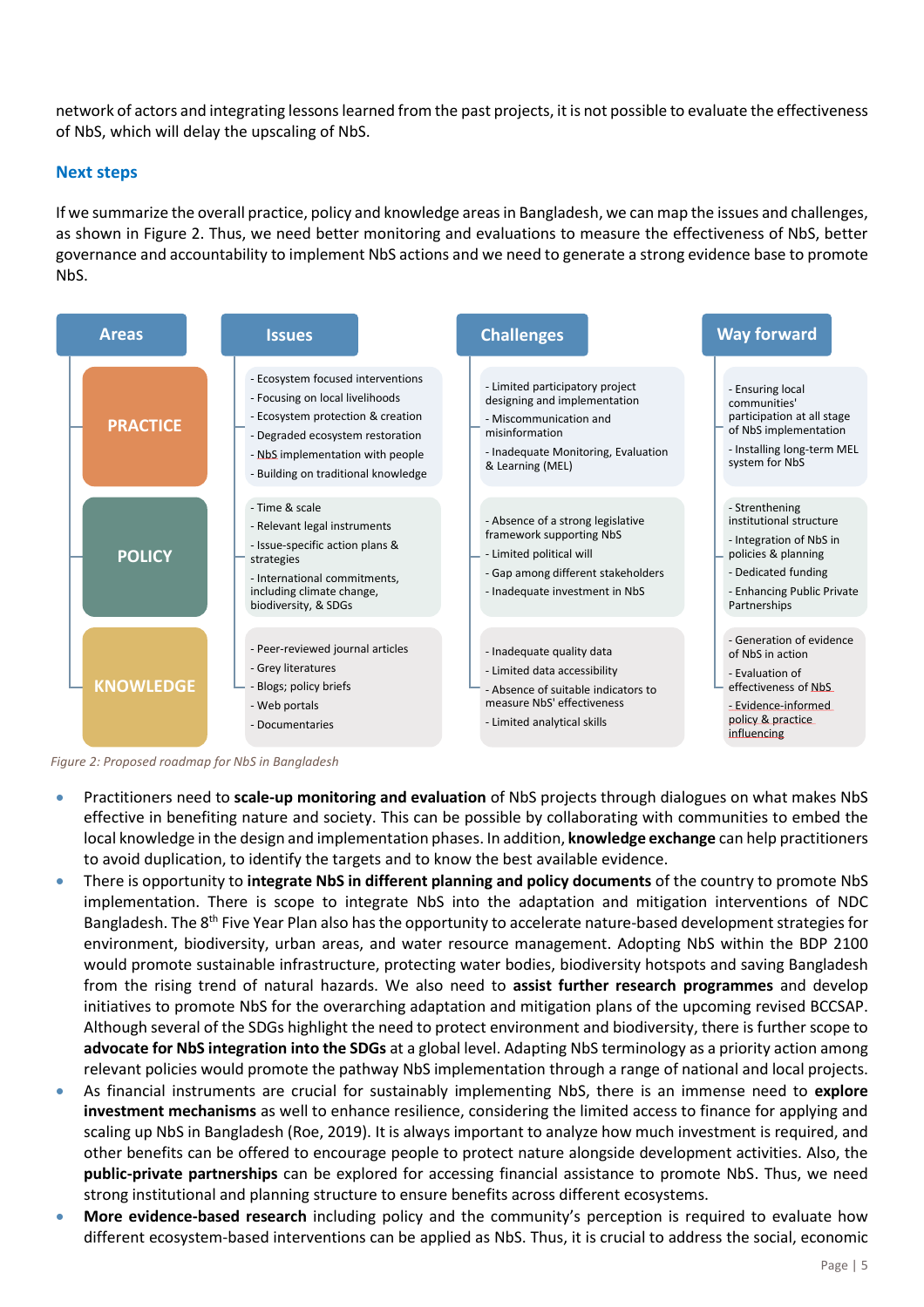network of actors and integrating lessons learned from the past projects, it is not possible to evaluate the effectiveness of NbS, which will delay the upscaling of NbS.

## Next steps

If we summarize the overall practice, policy and knowledge areas in Bangladesh, we can map the issues and challenges, as shown in Figure 2. Thus, we need better monitoring and evaluations to measure the effectiveness of NbS, better governance and accountability to implement NbS actions and we need to generate a strong evidence base to promote NbS.

| Areas | Issues | Challenges | Way forward |
|---|---|---|---|
| PRACTICE | - Ecosystem focused interventions<br>- Focusing on local livelihoods<br>- Ecosystem protection & creation<br>- Degraded ecosystem restoration<br>- NbS implementation with people<br>- Building on traditional knowledge | - Limited participatory project designing and implementation<br>- Miscommunication and misinformation<br>- Inadequate Monitoring, Evaluation & Learning (MEL) | - Ensuring local communities' participation at all stage of NbS implementation<br>- Installing long-term MEL system for NbS |
| POLICY | - Time & scale<br>- Relevant legal instruments<br>- Issue-specific action plans & strategies<br>- International commitments, including climate change, biodiversity, & SDGs | - Absence of a strong legislative framework supporting NbS<br>- Limited political will<br>- Gap among different stakeholders<br>- Inadequate investment in NbS | - Strengthening institutional structure<br>- Integration of NbS in policies & planning<br>- Dedicated funding<br>- Enhancing Public Private Partnerships |
| KNOWLEDGE | - Peer-reviewed journal articles<br>- Grey literatures<br>- Blogs; policy briefs<br>- Web portals<br>- Documentaries | - Inadequate quality data<br>- Limited data accessibility<br>- Absence of suitable indicators to measure NbS' effectiveness<br>- Limited analytical skills | - Generation of evidence of NbS in action<br>- Evaluation of effectiveness of NbS<br>- Evidence-informed policy & practice influencing |

*Figure 2: Proposed roadmap for NbS in Bangladesh*

- Practitioners need to **scale-up monitoring and evaluation** of NbS projects through dialogues on what makes NbS effective in benefiting nature and society. This can be possible by collaborating with communities to embed the local knowledge in the design and implementation phases. In addition, **knowledge exchange** can help practitioners to avoid duplication, to identify the targets and to know the best available evidence.
- There is opportunity to **integrate NbS in different planning and policy documents** of the country to promote NbS implementation. There is scope to integrate NbS into the adaptation and mitigation interventions of NDC Bangladesh. The 8th Five Year Plan also has the opportunity to accelerate nature-based development strategies for environment, biodiversity, urban areas, and water resource management. Adopting NbS within the BDP 2100 would promote sustainable infrastructure, protecting water bodies, biodiversity hotspots and saving Bangladesh from the rising trend of natural hazards. We also need to **assist further research programmes** and develop initiatives to promote NbS for the overarching adaptation and mitigation plans of the upcoming revised BCCSAP. Although several of the SDGs highlight the need to protect environment and biodiversity, there is further scope to **advocate for NbS integration into the SDGs** at a global level. Adapting NbS terminology as a priority action among relevant policies would promote the pathway NbS implementation through a range of national and local projects.
- As financial instruments are crucial for sustainably implementing NbS, there is an immense need to **explore investment mechanisms** as well to enhance resilience, considering the limited access to finance for applying and scaling up NbS in Bangladesh (Roe, 2019). It is always important to analyze how much investment is required, and other benefits can be offered to encourage people to protect nature alongside development activities. Also, the **public-private partnerships** can be explored for accessing financial assistance to promote NbS. Thus, we need strong institutional and planning structure to ensure benefits across different ecosystems.
- **More evidence-based research** including policy and the community's perception is required to evaluate how different ecosystem-based interventions can be applied as NbS. Thus, it is crucial to address the social, economic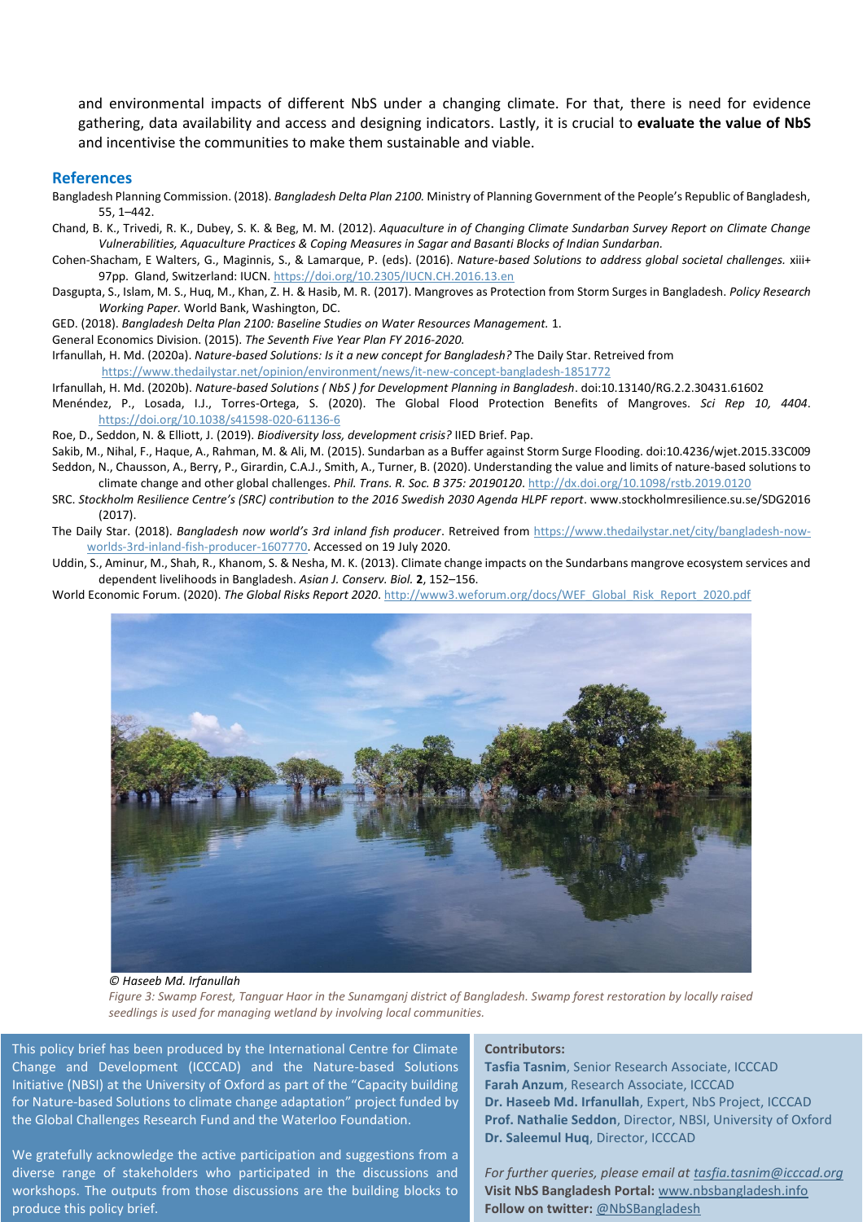and environmental impacts of different NbS under a changing climate. For that, there is need for evidence gathering, data availability and access and designing indicators. Lastly, it is crucial to **evaluate the value of NbS** and incentivise the communities to make them sustainable and viable.

## References

Bangladesh Planning Commission. (2018). *Bangladesh Delta Plan 2100.* Ministry of Planning Government of the People's Republic of Bangladesh, 55, 1–442.

Chand, B. K., Trivedi, R. K., Dubey, S. K. & Beg, M. M. (2012). *Aquaculture in of Changing Climate Sundarban Survey Report on Climate Change Vulnerabilities, Aquaculture Practices & Coping Measures in Sagar and Basanti Blocks of Indian Sundarban.*

Cohen-Shacham, E Walters, G., Maginnis, S., & Lamarque, P. (eds). (2016). *Nature-based Solutions to address global societal challenges.* xiii+ 97pp. Gland, Switzerland: IUCN. https://doi.org/10.2305/IUCN.CH.2016.13.en

Dasgupta, S., Islam, M. S., Huq, M., Khan, Z. H. & Hasib, M. R. (2017). Mangroves as Protection from Storm Surges in Bangladesh. *Policy Research Working Paper.* World Bank, Washington, DC.

GED. (2018). *Bangladesh Delta Plan 2100: Baseline Studies on Water Resources Management.* 1.

General Economics Division. (2015). *The Seventh Five Year Plan FY 2016-2020.*

Irfanullah, H. Md. (2020a). *Nature-based Solutions: Is it a new concept for Bangladesh?* The Daily Star. Retreived from https://www.thedailystar.net/opinion/environment/news/it-new-concept-bangladesh-1851772

Irfanullah, H. Md. (2020b). *Nature-based Solutions ( NbS ) for Development Planning in Bangladesh*. doi:10.13140/RG.2.2.30431.61602

Menéndez, P., Losada, I.J., Torres-Ortega, S. (2020). The Global Flood Protection Benefits of Mangroves. *Sci Rep 10, 4404*. https://doi.org/10.1038/s41598-020-61136-6

Roe, D., Seddon, N. & Elliott, J. (2019). *Biodiversity loss, development crisis?* IIED Brief. Pap.

Sakib, M., Nihal, F., Haque, A., Rahman, M. & Ali, M. (2015). Sundarban as a Buffer against Storm Surge Flooding. doi:10.4236/wjet.2015.33C009

Seddon, N., Chausson, A., Berry, P., Girardin, C.A.J., Smith, A., Turner, B. (2020). Understanding the value and limits of nature-based solutions to climate change and other global challenges. *Phil. Trans. R. Soc. B 375: 20190120*. http://dx.doi.org/10.1098/rstb.2019.0120

SRC. *Stockholm Resilience Centre's (SRC) contribution to the 2016 Swedish 2030 Agenda HLPF report*. www.stockholmresilience.su.se/SDG2016 (2017).

The Daily Star. (2018). *Bangladesh now world's 3rd inland fish producer*. Retreived from https://www.thedailystar.net/city/bangladesh-now-worlds-3rd-inland-fish-producer-1607770. Accessed on 19 July 2020.

Uddin, S., Aminur, M., Shah, R., Khanom, S. & Nesha, M. K. (2013). Climate change impacts on the Sundarbans mangrove ecosystem services and dependent livelihoods in Bangladesh. *Asian J. Conserv. Biol.* **2**, 152–156.

World Economic Forum. (2020). *The Global Risks Report 2020*. http://www3.weforum.org/docs/WEF_Global_Risk_Report_2020.pdf

*© Haseeb Md. Irfanullah*

*Figure 3: Swamp Forest, Tanguar Haor in the Sunamganj district of Bangladesh. Swamp forest restoration by locally raised seedlings is used for managing wetland by involving local communities.*

This policy brief has been produced by the International Centre for Climate Change and Development (ICCCAD) and the Nature-based Solutions Initiative (NBSI) at the University of Oxford as part of the "Capacity building for Nature-based Solutions to climate change adaptation" project funded by the Global Challenges Research Fund and the Waterloo Foundation.

We gratefully acknowledge the active participation and suggestions from a diverse range of stakeholders who participated in the discussions and workshops. The outputs from those discussions are the building blocks to produce this policy brief.

**Contributors:**

**Tasfia Tasnim**, Senior Research Associate, ICCCAD
**Farah Anzum**, Research Associate, ICCCAD
**Dr. Haseeb Md. Irfanullah**, Expert, NbS Project, ICCCAD
**Prof. Nathalie Seddon**, Director, NBSI, University of Oxford
**Dr. Saleemul Huq**, Director, ICCCAD

*For further queries, please email at tasfia.tasnim@icccad.org*
**Visit NbS Bangladesh Portal:** www.nbsbangladesh.info
**Follow on twitter:** @NbSBangladesh